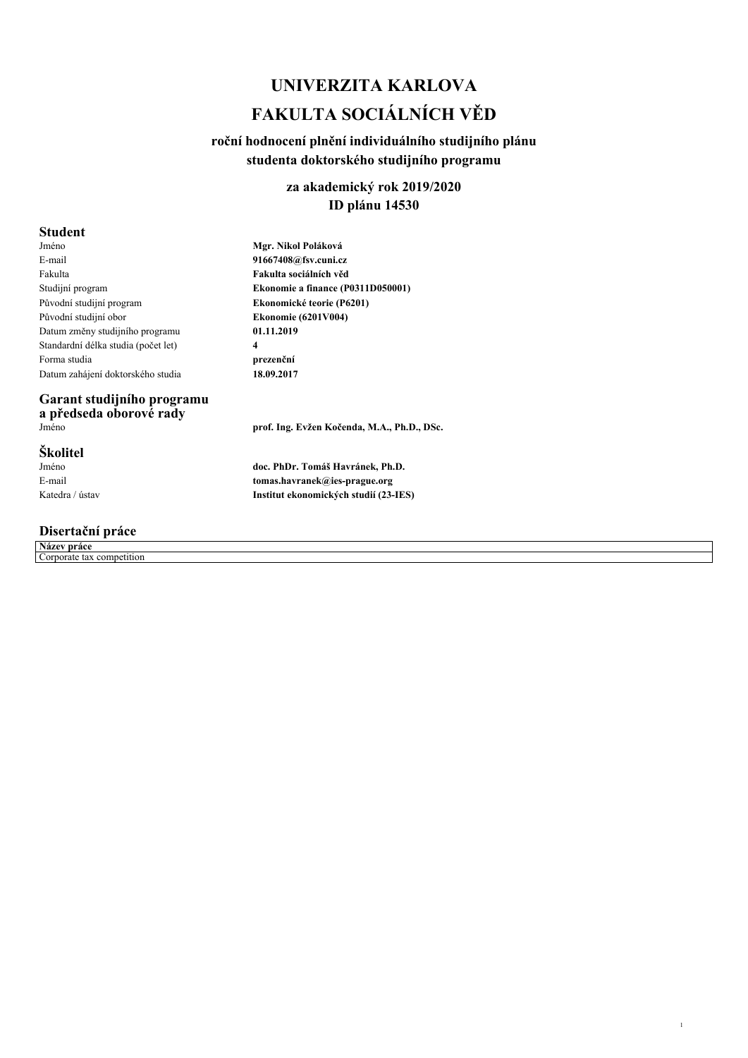# UNIVERZITA KARLOVA

# FAKULTA SOCIÁLNÍCH VĚD

### roční hodnocení plnění individuálního studijního plánu studenta doktorského studijního programu

### za akademický rok 2019/2020
### ID plánu 14530

## Student

| | |
|---|---|
| Jméno | **Mgr. Nikol Poláková** |
| E-mail | **91667408@fsv.cuni.cz** |
| Fakulta | **Fakulta sociálních věd** |
| Studijní program | **Ekonomie a finance (P0311D050001)** |
| Původní studijní program | **Ekonomické teorie (P6201)** |
| Původní studijní obor | **Ekonomie (6201V004)** |
| Datum změny studijního programu | **01.11.2019** |
| Standardní délka studia (počet let) | **4** |
| Forma studia | **prezenční** |
| Datum zahájení doktorského studia | **18.09.2017** |

## Garant studijního programu a předseda oborové rady

| | |
|---|---|
| Jméno | **prof. Ing. Evžen Kočenda, M.A., Ph.D., DSc.** |

## Školitel

| | |
|---|---|
| Jméno | **doc. PhDr. Tomáš Havránek, Ph.D.** |
| E-mail | **tomas.havranek@ies-prague.org** |
| Katedra / ústav | **Institut ekonomických studií (23-IES)** |

## Disertační práce

| **Název práce** |
|---|
| Corporate tax competition |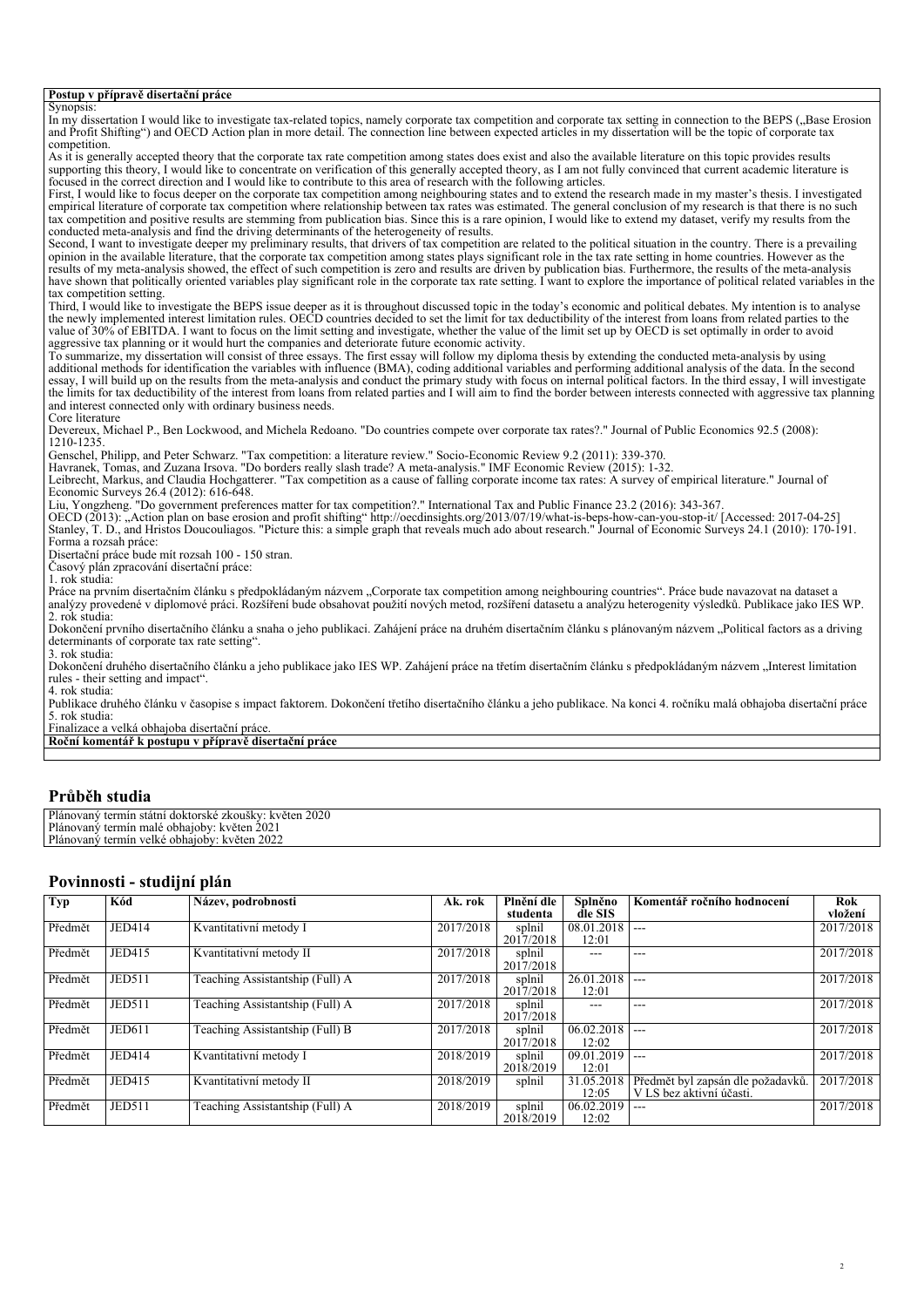**Postup v přípravě disertační práce**

Synopsis:

In my dissertation I would like to investigate tax-related topics, namely corporate tax competition and corporate tax setting in connection to the BEPS („Base Erosion and Profit Shifting") and OECD Action plan in more detail. The connection line between expected articles in my dissertation will be the topic of corporate tax competition.

As it is generally accepted theory that the corporate tax rate competition among states does exist and also the available literature on this topic provides results supporting this theory, I would like to concentrate on verification of this generally accepted theory, as I am not fully convinced that current academic literature is focused in the correct direction and I would like to contribute to this area of research with the following articles.

First, I would like to focus deeper on the corporate tax competition among neighbouring states and to extend the research made in my master's thesis. I investigated empirical literature of corporate tax competition where relationship between tax rates was estimated. The general conclusion of my research is that there is no such tax competition and positive results are stemming from publication bias. Since this is a rare opinion, I would like to extend my dataset, verify my results from the conducted meta-analysis and find the driving determinants of the heterogeneity of results.

Second, I want to investigate deeper my preliminary results, that drivers of tax competition are related to the political situation in the country. There is a prevailing opinion in the available literature, that the corporate tax competition among states plays significant role in the tax rate setting in home countries. However as the results of my meta-analysis showed, the effect of such competition is zero and results are driven by publication bias. Furthermore, the results of the meta-analysis have shown that politically oriented variables play significant role in the corporate tax rate setting. I want to explore the importance of political related variables in the tax competition setting.

Third, I would like to investigate the BEPS issue deeper as it is throughout discussed topic in the today's economic and political debates. My intention is to analyse the newly implemented interest limitation rules. OECD countries decided to set the limit for tax deductibility of the interest from loans from related parties to the value of 30% of EBITDA. I want to focus on the limit setting and investigate, whether the value of the limit set up by OECD is set optimally in order to avoid aggressive tax planning or it would hurt the companies and deteriorate future economic activity.

To summarize, my dissertation will consist of three essays. The first essay will follow my diploma thesis by extending the conducted meta-analysis by using additional methods for identification the variables with influence (BMA), coding additional variables and performing additional analysis of the data. In the second essay, I will build up on the results from the meta-analysis and conduct the primary study with focus on internal political factors. In the third essay, I will investigate the limits for tax deductibility of the interest from loans from related parties and I will aim to find the border between interests connected with aggressive tax planning and interest connected only with ordinary business needs.

Core literature

Devereux, Michael P., Ben Lockwood, and Michela Redoano. "Do countries compete over corporate tax rates?." Journal of Public Economics 92.5 (2008): 1210-1235.

Genschel, Philipp, and Peter Schwarz. "Tax competition: a literature review." Socio-Economic Review 9.2 (2011): 339-370.

Havranek, Tomas, and Zuzana Irsova. "Do borders really slash trade? A meta-analysis." IMF Economic Review (2015): 1-32.

Leibrecht, Markus, and Claudia Hochgatterer. "Tax competition as a cause of falling corporate income tax rates: A survey of empirical literature." Journal of Economic Surveys 26.4 (2012): 616-648.

Liu, Yongzheng. "Do government preferences matter for tax competition?." International Tax and Public Finance 23.2 (2016): 343-367.

OECD (2013): „Action plan on base erosion and profit shifting" http://oecdinsights.org/2013/07/19/what-is-beps-how-can-you-stop-it/ [Accessed: 2017-04-25]

Stanley, T. D., and Hristos Doucouliagos. "Picture this: a simple graph that reveals much ado about research." Journal of Economic Surveys 24.1 (2010): 170-191.

Forma a rozsah práce:

Disertační práce bude mít rozsah 100 - 150 stran.

Časový plán zpracování disertační práce:

1. rok studia:

Práce na prvním disertačním článku s předpokládaným názvem „Corporate tax competition among neighbouring countries". Práce bude navazovat na dataset a analýzy provedené v diplomové práci. Rozšíření bude obsahovat použití nových metod, rozšíření datasetu a analýzu heterogenity výsledků. Publikace jako IES WP.

2. rok studia:

Dokončení prvního disertačního článku a snaha o jeho publikaci. Zahájení práce na druhém disertačním článku s plánovaným názvem „Political factors as a driving determinants of corporate tax rate setting".

3. rok studia:

Dokončení druhého disertačního článku a jeho publikace jako IES WP. Zahájení práce na třetím disertačním článku s předpokládaným názvem „Interest limitation rules - their setting and impact".

4. rok studia:

Publikace druhého článku v časopise s impact faktorem. Dokončení třetího disertačního článku a jeho publikace. Na konci 4. ročníku malá obhajoba disertační práce

5. rok studia:

Finalizace a velká obhajoba disertační práce.

**Roční komentář k postupu v přípravě disertační práce**

## Průběh studia

Plánovaný termín státní doktorské zkoušky: květen 2020
Plánovaný termín malé obhajoby: květen 2021
Plánovaný termín velké obhajoby: květen 2022

## Povinnosti - studijní plán

| Typ | Kód | Název, podrobnosti | Ak. rok | Plnění dle studenta | Splněno dle SIS | Komentář ročního hodnocení | Rok vložení |
|---|---|---|---|---|---|---|---|
| Předmět | JED414 | Kvantitativní metody I | 2017/2018 | splnil 2017/2018 | 08.01.2018 12:01 | --- | 2017/2018 |
| Předmět | JED415 | Kvantitativní metody II | 2017/2018 | splnil 2017/2018 | --- | --- | 2017/2018 |
| Předmět | JED511 | Teaching Assistantship (Full) A | 2017/2018 | splnil 2017/2018 | 26.01.2018 12:01 | --- | 2017/2018 |
| Předmět | JED511 | Teaching Assistantship (Full) A | 2017/2018 | splnil 2017/2018 | --- | --- | 2017/2018 |
| Předmět | JED611 | Teaching Assistantship (Full) B | 2017/2018 | splnil 2017/2018 | 06.02.2018 12:02 | --- | 2017/2018 |
| Předmět | JED414 | Kvantitativní metody I | 2018/2019 | splnil 2018/2019 | 09.01.2019 12:01 | --- | 2017/2018 |
| Předmět | JED415 | Kvantitativní metody II | 2018/2019 | splnil | 31.05.2018 12:05 | Předmět byl zapsán dle požadavků. V LS bez aktivní účasti. | 2017/2018 |
| Předmět | JED511 | Teaching Assistantship (Full) A | 2018/2019 | splnil 2018/2019 | 06.02.2019 12:02 | --- | 2017/2018 |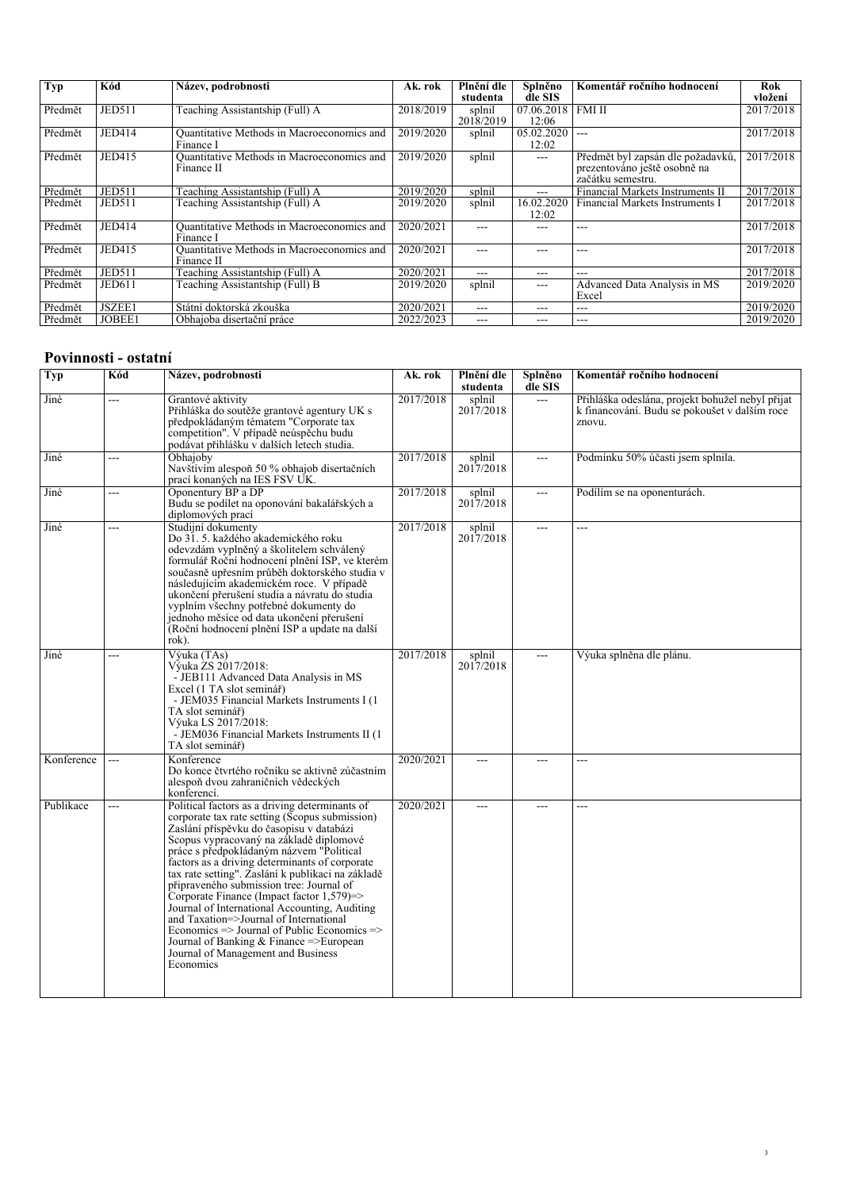| Typ | Kód | Název, podrobnosti | Ak. rok | Plnění dle studenta | Splněno dle SIS | Komentář ročního hodnocení | Rok vložení |
|---|---|---|---|---|---|---|---|
| Předmět | JED511 | Teaching Assistantship (Full) A | 2018/2019 | splnil 2018/2019 | 07.06.2018 12:06 | FMI II | 2017/2018 |
| Předmět | JED414 | Quantitative Methods in Macroeconomics and Finance I | 2019/2020 | splnil | 05.02.2020 12:02 | --- | 2017/2018 |
| Předmět | JED415 | Quantitative Methods in Macroeconomics and Finance II | 2019/2020 | splnil | --- | Předmět byl zapsán dle požadavků, prezentováno ještě osobně na začátku semestru. | 2017/2018 |
| Předmět | JED511 | Teaching Assistantship (Full) A | 2019/2020 | splnil | --- | Financial Markets Instruments II | 2017/2018 |
| Předmět | JED511 | Teaching Assistantship (Full) A | 2019/2020 | splnil | 16.02.2020 12:02 | Financial Markets Instruments I | 2017/2018 |
| Předmět | JED414 | Quantitative Methods in Macroeconomics and Finance I | 2020/2021 | --- | --- | --- | 2017/2018 |
| Předmět | JED415 | Quantitative Methods in Macroeconomics and Finance II | 2020/2021 | --- | --- | --- | 2017/2018 |
| Předmět | JED511 | Teaching Assistantship (Full) A | 2020/2021 | --- | --- | --- | 2017/2018 |
| Předmět | JED611 | Teaching Assistantship (Full) B | 2019/2020 | splnil | --- | Advanced Data Analysis in MS Excel | 2019/2020 |
| Předmět | JSZEE1 | Státní doktorská zkouška | 2020/2021 | --- | --- | --- | 2019/2020 |
| Předmět | JOBEE1 | Obhajoba disertační práce | 2022/2023 | --- | --- | --- | 2019/2020 |

## Povinnosti - ostatní

| Typ | Kód | Název, podrobnosti | Ak. rok | Plnění dle studenta | Splněno dle SIS | Komentář ročního hodnocení |
|---|---|---|---|---|---|---|
| Jiné | --- | Grantové aktivity<br>Přihláška do soutěže grantové agentury UK s předpokládaným tématem "Corporate tax competition". V případě neúspěchu budu podávat přihlášku v dalších letech studia. | 2017/2018 | splnil 2017/2018 | --- | Přihláška odeslána, projekt bohužel nebyl přijat k financování. Budu se pokoušet v dalším roce znovu. |
| Jiné | --- | Obhajoby<br>Navštívím alespoň 50 % obhajob disertačních prací konaných na IES FSV UK. | 2017/2018 | splnil 2017/2018 | --- | Podmínku 50% účasti jsem splnila. |
| Jiné | --- | Oponentury BP a DP<br>Budu se podílet na oponování bakalářských a diplomových prací | 2017/2018 | splnil 2017/2018 | --- | Podílím se na oponenturách. |
| Jiné | --- | Studijní dokumenty<br>Do 31. 5. každého akademického roku odevzdám vyplněný a školitelem schválený formulář Roční hodnocení plnění ISP, ve kterém současně upřesním průběh doktorského studia v následujícím akademickém roce. V případě ukončení přerušení studia a návratu do studia vyplním všechny potřebné dokumenty do jednoho měsíce od data ukončení přerušení (Roční hodnocení plnění ISP a update na další rok). | 2017/2018 | splnil 2017/2018 | --- | --- |
| Jiné | --- | Výuka (TAs)<br>Výuka ZS 2017/2018:<br>- JEB111 Advanced Data Analysis in MS Excel (1 TA slot seminář)<br>- JEM035 Financial Markets Instruments I (1 TA slot seminář)<br>Výuka LS 2017/2018:<br>- JEM036 Financial Markets Instruments II (1 TA slot seminář) | 2017/2018 | splnil 2017/2018 | --- | Výuka splněna dle plánu. |
| Konference | --- | Konference<br>Do konce čtvrtého ročníku se aktivně zúčastním alespoň dvou zahraničních vědeckých konferencí. | 2020/2021 | --- | --- | --- |
| Publikace | --- | Political factors as a driving determinants of corporate tax rate setting (Scopus submission)<br>Zaslání příspěvku do časopisu v databázi Scopus vypracovaný na základě diplomové práce s předpokládaným názvem "Political factors as a driving determinants of corporate tax rate setting". Zaslání k publikaci na základě připraveného submission tree: Journal of Corporate Finance (Impact factor 1,579)=> Journal of International Accounting, Auditing and Taxation=>Journal of International Economics => Journal of Public Economics => Journal of Banking & Finance =>European Journal of Management and Business Economics | 2020/2021 | --- | --- | --- |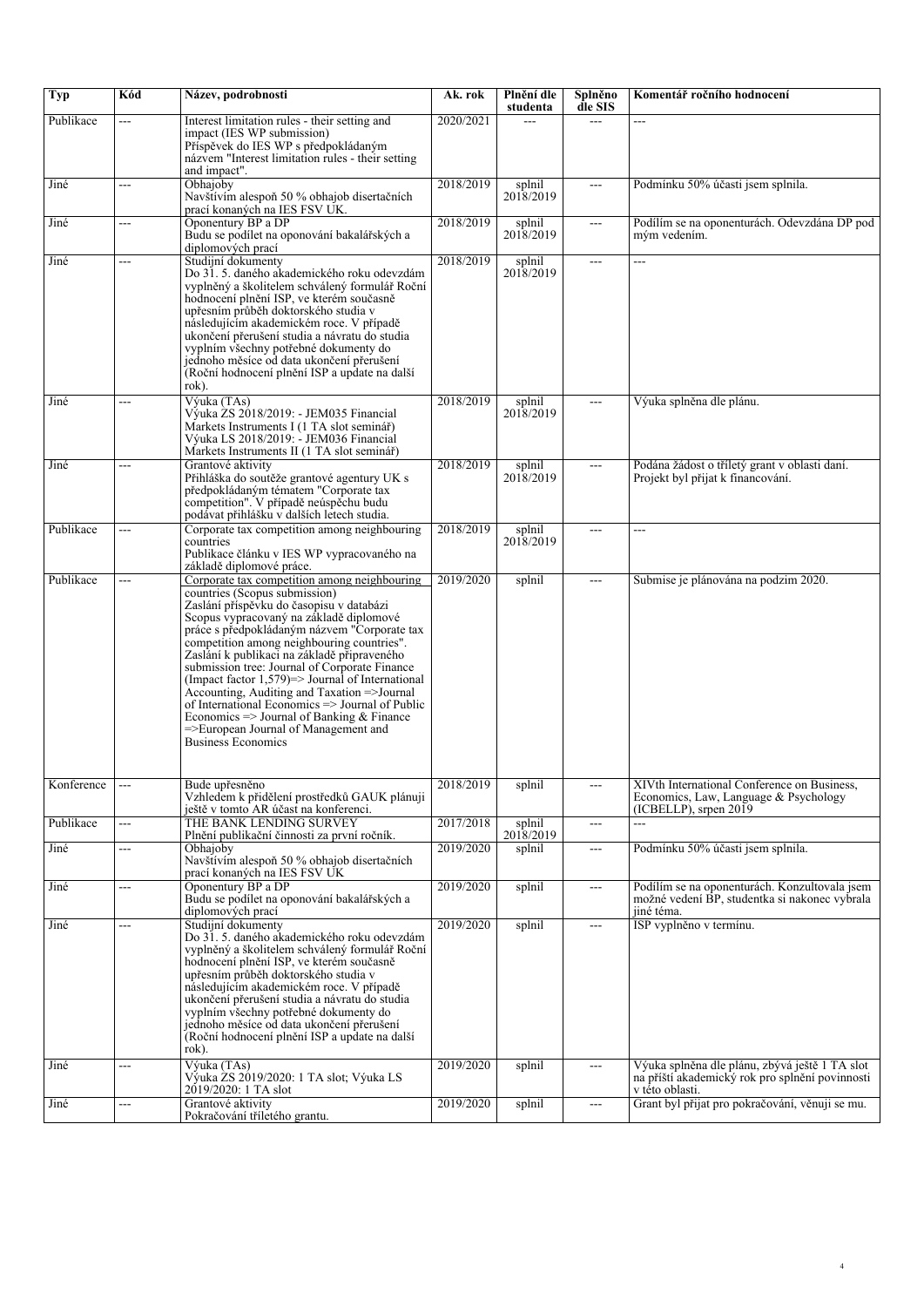| Typ | Kód | Název, podrobnosti | Ak. rok | Plnění dle studenta | Splněno dle SIS | Komentář ročního hodnocení |
|---|---|---|---|---|---|---|
| Publikace | --- | Interest limitation rules - their setting and impact (IES WP submission) Příspěvek do IES WP s předpokládaným názvem "Interest limitation rules - their setting and impact". | 2020/2021 | --- | --- | --- |
| Jiné | --- | Obhajoby Navštívím alespoň 50 % obhajob disertačních prací konaných na IES FSV UK. | 2018/2019 | splnil 2018/2019 | --- | Podmínku 50% účasti jsem splnila. |
| Jiné | --- | Oponentury BP a DP Budu se podílet na oponování bakalářských a diplomových prací | 2018/2019 | splnil 2018/2019 | --- | Podílím se na oponenturách. Odevzdána DP pod mým vedením. |
| Jiné | --- | Studijní dokumenty Do 31. 5. daného akademického roku odevzdám vyplněný a školitelem schválený formulář Roční hodnocení plnění ISP, ve kterém současně upřesním průběh doktorského studia v následujícím akademickém roce. V případě ukončení přerušení studia a návratu do studia vyplním všechny potřebné dokumenty do jednoho měsíce od data ukončení přerušení (Roční hodnocení plnění ISP a update na další rok). | 2018/2019 | splnil 2018/2019 | --- | --- |
| Jiné | --- | Výuka (TAs) Výuka ZS 2018/2019: - JEM035 Financial Markets Instruments I (1 TA slot seminář) Výuka LS 2018/2019: - JEM036 Financial Markets Instruments II (1 TA slot seminář) | 2018/2019 | splnil 2018/2019 | --- | Výuka splněna dle plánu. |
| Jiné | --- | Grantové aktivity Přihláška do soutěže grantové agentury UK s předpokládaným tématem "Corporate tax competition". V případě neúspěchu budu podávat přihlášku v dalších letech studia. | 2018/2019 | splnil 2018/2019 | --- | Podána žádost o tříletý grant v oblasti daní. Projekt byl přijat k financování. |
| Publikace | --- | Corporate tax competition among neighbouring countries Publikace článku v IES WP vypracovaného na základě diplomové práce. | 2018/2019 | splnil 2018/2019 | --- | --- |
| Publikace | --- | Corporate tax competition among neighbouring countries (Scopus submission) Zaslání příspěvku do časopisu v databázi Scopus vypracovaný na základě diplomové práce s předpokládaným názvem "Corporate tax competition among neighbouring countries". Zaslání k publikaci na základě připraveného submission tree: Journal of Corporate Finance (Impact factor 1,579)=> Journal of International Accounting, Auditing and Taxation =>Journal of International Economics => Journal of Public Economics => Journal of Banking & Finance =>European Journal of Management and Business Economics | 2019/2020 | splnil | --- | Submise je plánována na podzim 2020. |
| Konference | --- | Bude upřesněno Vzhledem k přidělení prostředků GAUK plánuji ještě v tomto AR účast na konferenci. | 2018/2019 | splnil | --- | XIVth International Conference on Business, Economics, Law, Language & Psychology (ICBELLP), srpen 2019 |
| Publikace | --- | THE BANK LENDING SURVEY Plnění publikační činnosti za první ročník. | 2017/2018 | splnil 2018/2019 | --- | --- |
| Jiné | --- | Obhajoby Navštívím alespoň 50 % obhajob disertačních prací konaných na IES FSV UK | 2019/2020 | splnil | --- | Podmínku 50% účasti jsem splnila. |
| Jiné | --- | Oponentury BP a DP Budu se podílet na oponování bakalářských a diplomových prací | 2019/2020 | splnil | --- | Podílím se na oponenturách. Konzultovala jsem možné vedení BP, studentka si nakonec vybrala jiné téma. |
| Jiné | --- | Studijní dokumenty Do 31. 5. daného akademického roku odevzdám vyplněný a školitelem schválený formulář Roční hodnocení plnění ISP, ve kterém současně upřesním průběh doktorského studia v následujícím akademickém roce. V případě ukončení přerušení studia a návratu do studia vyplním všechny potřebné dokumenty do jednoho měsíce od data ukončení přerušení (Roční hodnocení plnění ISP a update na další rok). | 2019/2020 | splnil | --- | ISP vyplněno v termínu. |
| Jiné | --- | Výuka (TAs) Výuka ZS 2019/2020: 1 TA slot; Výuka LS 2019/2020: 1 TA slot | 2019/2020 | splnil | --- | Výuka splněna dle plánu, zbývá ještě 1 TA slot na příští akademický rok pro splnění povinnosti v této oblasti. |
| Jiné | --- | Grantové aktivity Pokračování tříletého grantu. | 2019/2020 | splnil | --- | Grant byl přijat pro pokračování, věnuji se mu. |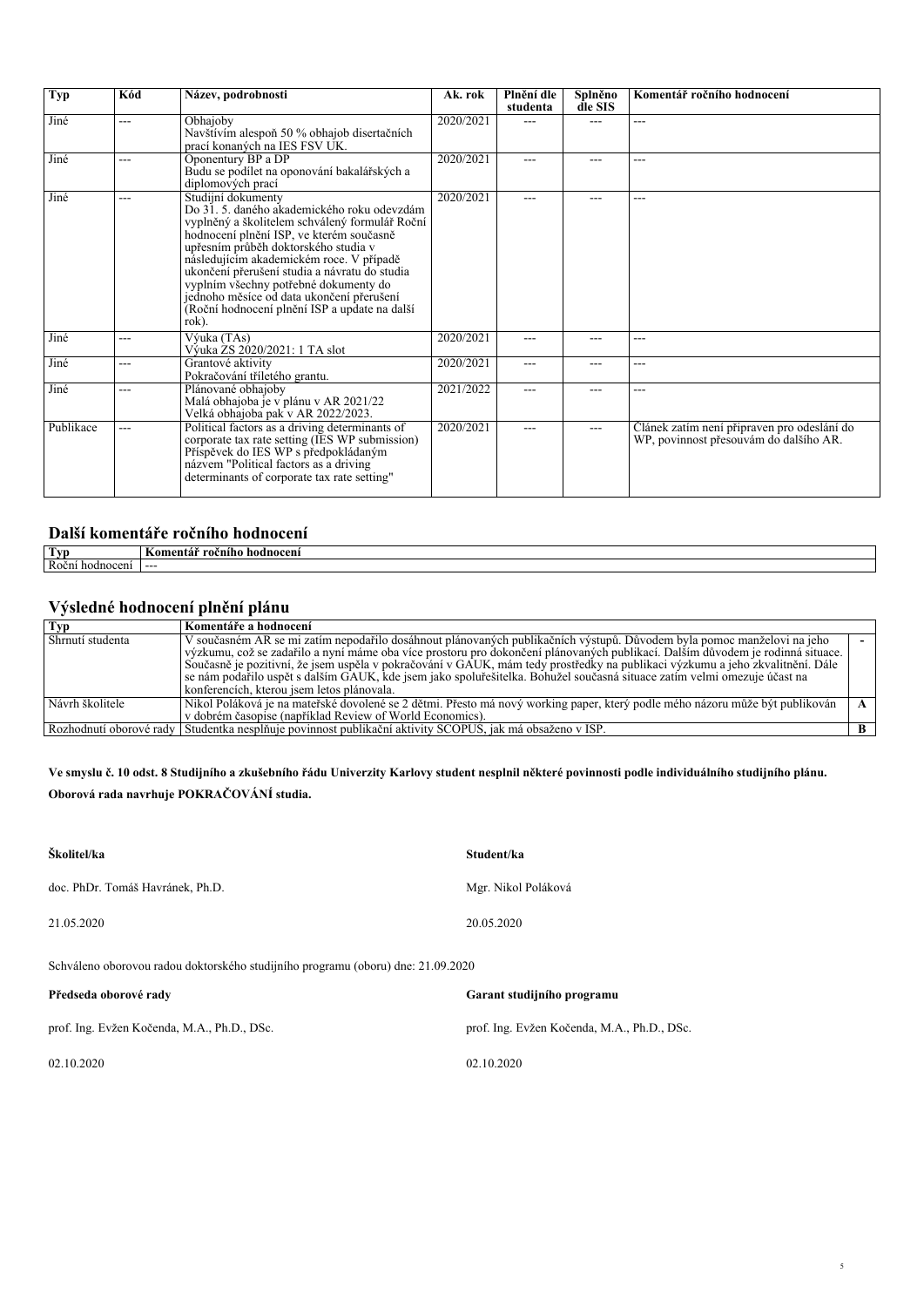| Typ | Kód | Název, podrobnosti | Ak. rok | Plnění dle studenta | Splněno dle SIS | Komentář ročního hodnocení |
|---|---|---|---|---|---|---|
| Jiné | --- | Obhajoby<br>Navštívím alespoň 50 % obhajob disertačních prací konaných na IES FSV UK. | 2020/2021 | --- | --- | --- |
| Jiné | --- | Oponentury BP a DP<br>Budu se podílet na oponování bakalářských a diplomových prací | 2020/2021 | --- | --- | --- |
| Jiné | --- | Studijní dokumenty<br>Do 31. 5. daného akademického roku odevzdám vyplněný a školitelem schválený formulář Roční hodnocení plnění ISP, ve kterém současně upřesním průběh doktorského studia v následujícím akademickém roce. V případě ukončení přerušení studia a návratu do studia vyplním všechny potřebné dokumenty do jednoho měsíce od data ukončení přerušení (Roční hodnocení plnění ISP a update na další rok). | 2020/2021 | --- | --- | --- |
| Jiné | --- | Výuka (TAs)<br>Výuka ZS 2020/2021: 1 TA slot | 2020/2021 | --- | --- | --- |
| Jiné | --- | Grantové aktivity<br>Pokračování tříletého grantu. | 2020/2021 | --- | --- | --- |
| Jiné | --- | Plánované obhajoby<br>Malá obhajoba je v plánu v AR 2021/22<br>Velká obhajoba pak v AR 2022/2023. | 2021/2022 | --- | --- | --- |
| Publikace | --- | Political factors as a driving determinants of corporate tax rate setting (IES WP submission)<br>Příspěvek do IES WP s předpokládaným názvem "Political factors as a driving determinants of corporate tax rate setting" | 2020/2021 | --- | --- | Článek zatím není připraven pro odeslání do WP, povinnost přesouvám do dalšího AR. |

## Další komentáře ročního hodnocení

| Typ | Komentář ročního hodnocení |
|---|---|
| Roční hodnocení | --- |

## Výsledné hodnocení plnění plánu

| Typ | Komentáře a hodnocení | |
|---|---|---|
| Shrnutí studenta | V současném AR se mi zatím nepodařilo dosáhnout plánovaných publikačních výstupů. Důvodem byla pomoc manželovi na jeho výzkumu, což se zadařilo a nyní máme oba více prostoru pro dokončení plánovaných publikací. Dalším důvodem je rodinná situace. Současně je pozitivní, že jsem uspěla v pokračování v GAUK, mám tedy prostředky na publikaci výzkumu a jeho zkvalitnění. Dále se nám podařilo uspět s dalším GAUK, kde jsem jako spoluřešitelka. Bohužel současná situace zatím velmi omezuje účast na konferencích, kterou jsem letos plánovala. | - |
| Návrh školitele | Nikol Poláková je na mateřské dovolené se 2 dětmi. Přesto má nový working paper, který podle mého názoru může být publikován v dobrém časopise (například Review of World Economics). | A |
| Rozhodnutí oborové rady | Studentka nesplňuje povinnost publikační aktivity SCOPUS, jak má obsaženo v ISP. | B |

**Ve smyslu č. 10 odst. 8 Studijního a zkušebního řádu Univerzity Karlovy student nesplnil některé povinnosti podle individuálního studijního plánu.**

**Oborová rada navrhuje POKRAČOVÁNÍ studia.**

**Školitel/ka**

doc. PhDr. Tomáš Havránek, Ph.D.

21.05.2020

**Student/ka**

Mgr. Nikol Poláková

20.05.2020

Schváleno oborovou radou doktorského studijního programu (oboru) dne: 21.09.2020

**Předseda oborové rady**

prof. Ing. Evžen Kočenda, M.A., Ph.D., DSc.

02.10.2020

**Garant studijního programu**

prof. Ing. Evžen Kočenda, M.A., Ph.D., DSc.

02.10.2020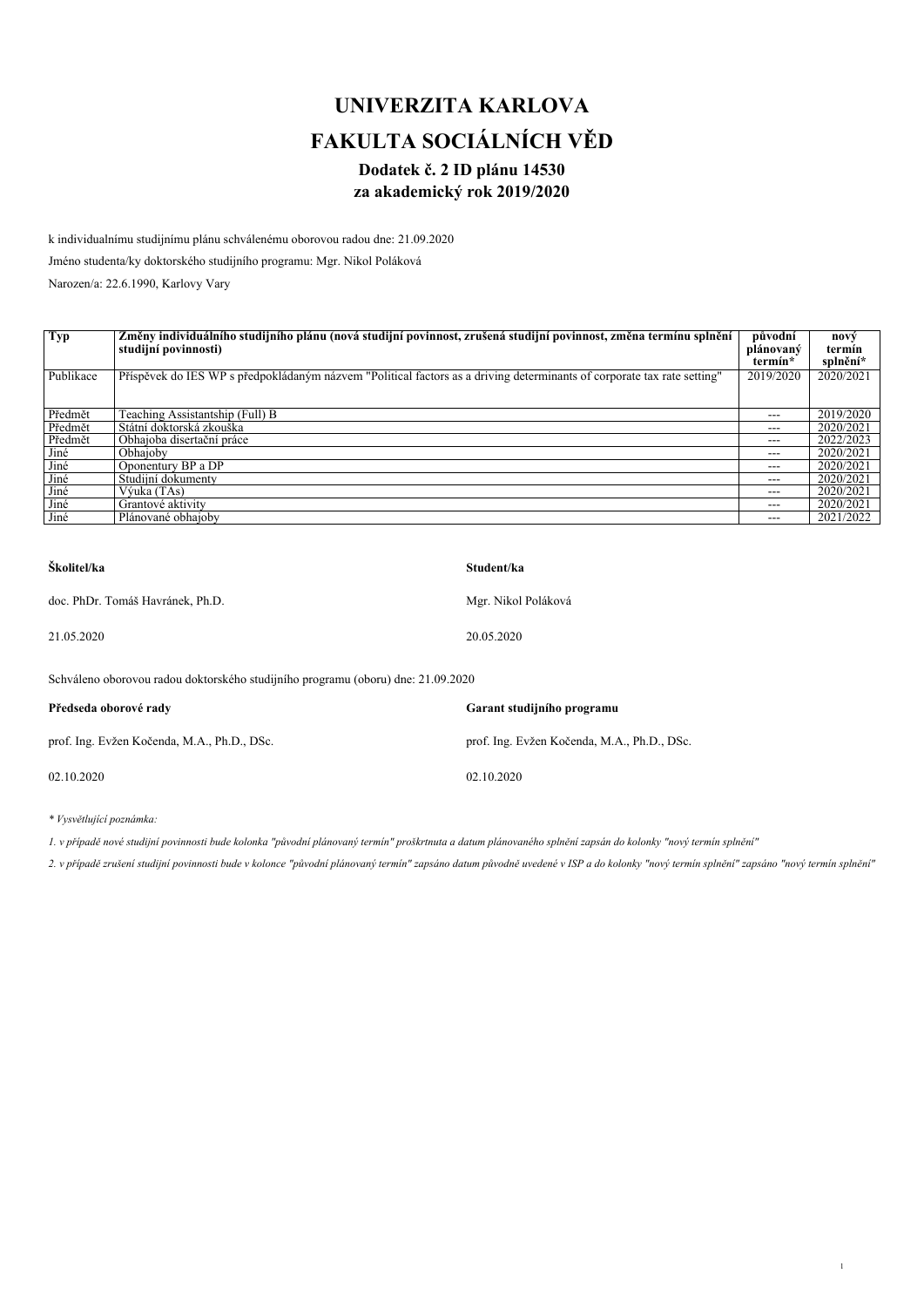# UNIVERZITA KARLOVA
# FAKULTA SOCIÁLNÍCH VĚD
### Dodatek č. 2 ID plánu 14530
### za akademický rok 2019/2020

k individualnímu studijnímu plánu schválenému oborovou radou dne: 21.09.2020

Jméno studenta/ky doktorského studijního programu: Mgr. Nikol Poláková

Narozen/a: 22.6.1990, Karlovy Vary

| Typ | Změny individuálního studijního plánu (nová studijní povinnost, zrušená studijní povinnost, změna termínu splnění studijní povinnosti) | původní plánovaný termín* | nový termín splnění* |
|---|---|---|---|
| Publikace | Příspěvek do IES WP s předpokládaným názvem "Political factors as a driving determinants of corporate tax rate setting" | 2019/2020 | 2020/2021 |
| Předmět | Teaching Assistantship (Full) B | --- | 2019/2020 |
| Předmět | Státní doktorská zkouška | --- | 2020/2021 |
| Předmět | Obhajoba disertační práce | --- | 2022/2023 |
| Jiné | Obhajoby | --- | 2020/2021 |
| Jiné | Oponentury BP a DP | --- | 2020/2021 |
| Jiné | Studijní dokumenty | --- | 2020/2021 |
| Jiné | Výuka (TAs) | --- | 2020/2021 |
| Jiné | Grantové aktivity | --- | 2020/2021 |
| Jiné | Plánované obhajoby | --- | 2021/2022 |

**Školitel/ka**

doc. PhDr. Tomáš Havránek, Ph.D.

21.05.2020

**Student/ka**

Mgr. Nikol Poláková

20.05.2020

Schváleno oborovou radou doktorského studijního programu (oboru) dne: 21.09.2020

**Předseda oborové rady**

prof. Ing. Evžen Kočenda, M.A., Ph.D., DSc.

02.10.2020

**Garant studijního programu**

prof. Ing. Evžen Kočenda, M.A., Ph.D., DSc.

02.10.2020

*\* Vysvětlující poznámka:*

*1. v případě nové studijní povinnosti bude kolonka "původní plánovaný termín" proškrtnuta a datum plánovaného splnění zapsán do kolonky "nový termín splnění"*

*2. v případě zrušení studijní povinnosti bude v kolonce "původní plánovaný termín" zapsáno datum původně uvedené v ISP a do kolonky "nový termín splnění" zapsáno "nový termín splnění"*